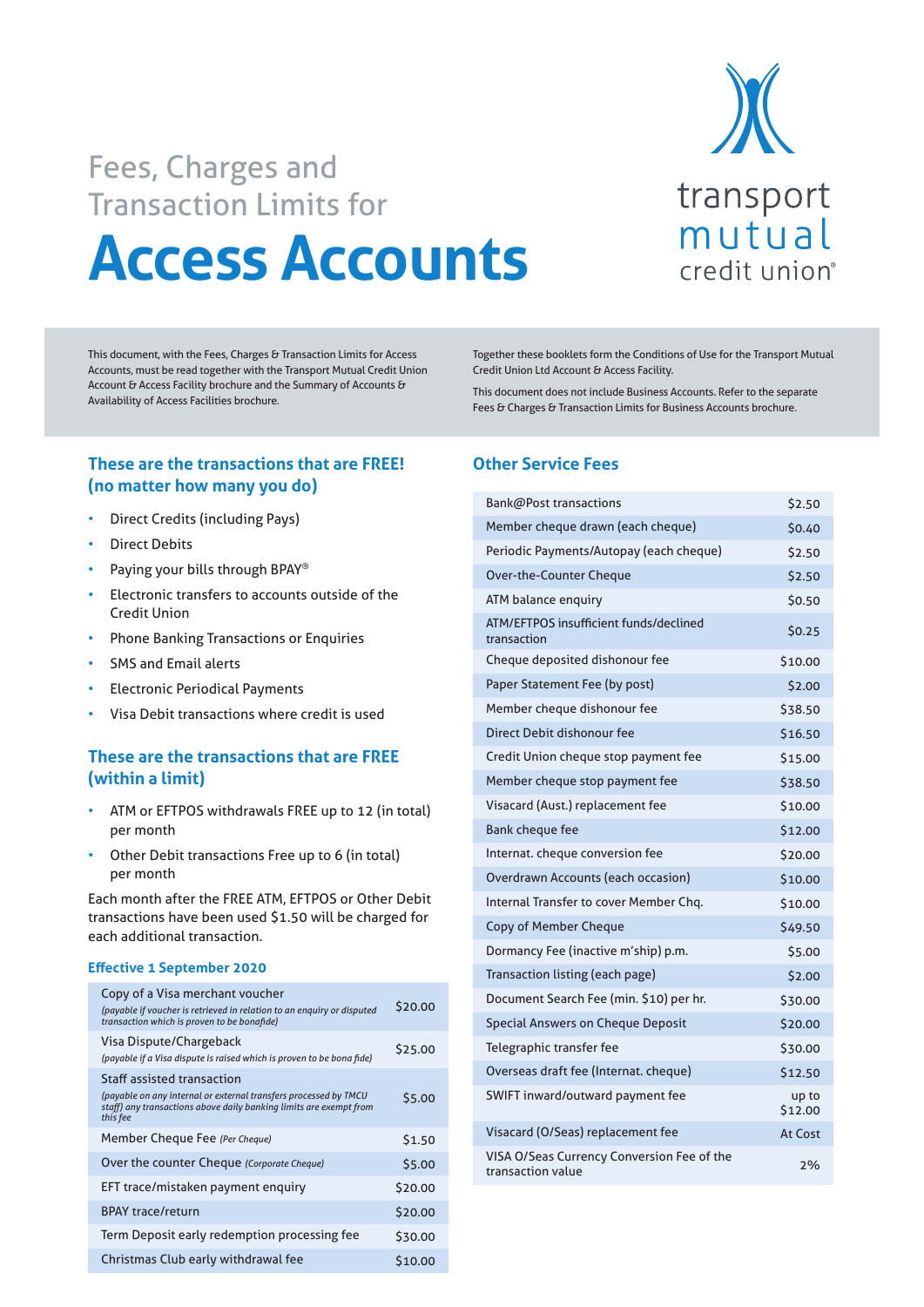# Fees, Charges and Transaction Limits for

# Access Accounts

transport mutual credit union®

This document, with the Fees, Charges & Transaction Limits for Access Accounts, must be read together with the Transport Mutual Credit Union Account & Access Facility brochure and the Summary of Accounts & Availability of Access Facilities brochure.

Together these booklets form the Conditions of Use for the Transport Mutual Credit Union Ltd Account & Access Facility.

This document does not include Business Accounts. Refer to the separate Fees & Charges & Transaction Limits for Business Accounts brochure.

## These are the transactions that are FREE! (no matter how many you do)

- Direct Credits (including Pays)
- Direct Debits
- Paying your bills through BPAY®
- Electronic transfers to accounts outside of the Credit Union
- Phone Banking Transactions or Enquiries
- SMS and Email alerts
- Electronic Periodical Payments
- Visa Debit transactions where credit is used

## These are the transactions that are FREE (within a limit)

- ATM or EFTPOS withdrawals FREE up to 12 (in total) per month
- Other Debit transactions Free up to 6 (in total) per month

Each month after the FREE ATM, EFTPOS or Other Debit transactions have been used $1.50 will be charged for each additional transaction.

### Effective 1 September 2020

| Fee | Amount |
|---|---|
| Copy of a Visa merchant voucher *(payable if voucher is retrieved in relation to an enquiry or disputed transaction which is proven to be bonafide)* | $20.00 |
| Visa Dispute/Chargeback *(payable if a Visa dispute is raised which is proven to be bona fide)* | $25.00 |
| Staff assisted transaction *(payable on any internal or external transfers processed by TMCU staff) any transactions above daily banking limits are exempt from this fee* | $5.00 |
| Member Cheque Fee *(Per Cheque)* | $1.50 |
| Over the counter Cheque *(Corporate Cheque)* | $5.00 |
| EFT trace/mistaken payment enquiry | $20.00 |
| BPAY trace/return | $20.00 |
| Term Deposit early redemption processing fee | $30.00 |
| Christmas Club early withdrawal fee | $10.00 |

## Other Service Fees

| Fee | Amount |
|---|---|
| Bank@Post transactions | $2.50 |
| Member cheque drawn (each cheque) | $0.40 |
| Periodic Payments/Autopay (each cheque) | $2.50 |
| Over-the-Counter Cheque | $2.50 |
| ATM balance enquiry | $0.50 |
| ATM/EFTPOS insufficient funds/declined transaction | $0.25 |
| Cheque deposited dishonour fee | $10.00 |
| Paper Statement Fee (by post) | $2.00 |
| Member cheque dishonour fee | $38.50 |
| Direct Debit dishonour fee | $16.50 |
| Credit Union cheque stop payment fee | $15.00 |
| Member cheque stop payment fee | $38.50 |
| Visacard (Aust.) replacement fee | $10.00 |
| Bank cheque fee | $12.00 |
| Internat. cheque conversion fee | $20.00 |
| Overdrawn Accounts (each occasion) | $10.00 |
| Internal Transfer to cover Member Chq. | $10.00 |
| Copy of Member Cheque | $49.50 |
| Dormancy Fee (inactive m'ship) p.m. | $5.00 |
| Transaction listing (each page) | $2.00 |
| Document Search Fee (min. $10) per hr. | $30.00 |
| Special Answers on Cheque Deposit | $20.00 |
| Telegraphic transfer fee | $30.00 |
| Overseas draft fee (Internat. cheque) | $12.50 |
| SWIFT inward/outward payment fee | up to $12.00 |
| Visacard (O/Seas) replacement fee | At Cost |
| VISA O/Seas Currency Conversion Fee of the transaction value | 2% |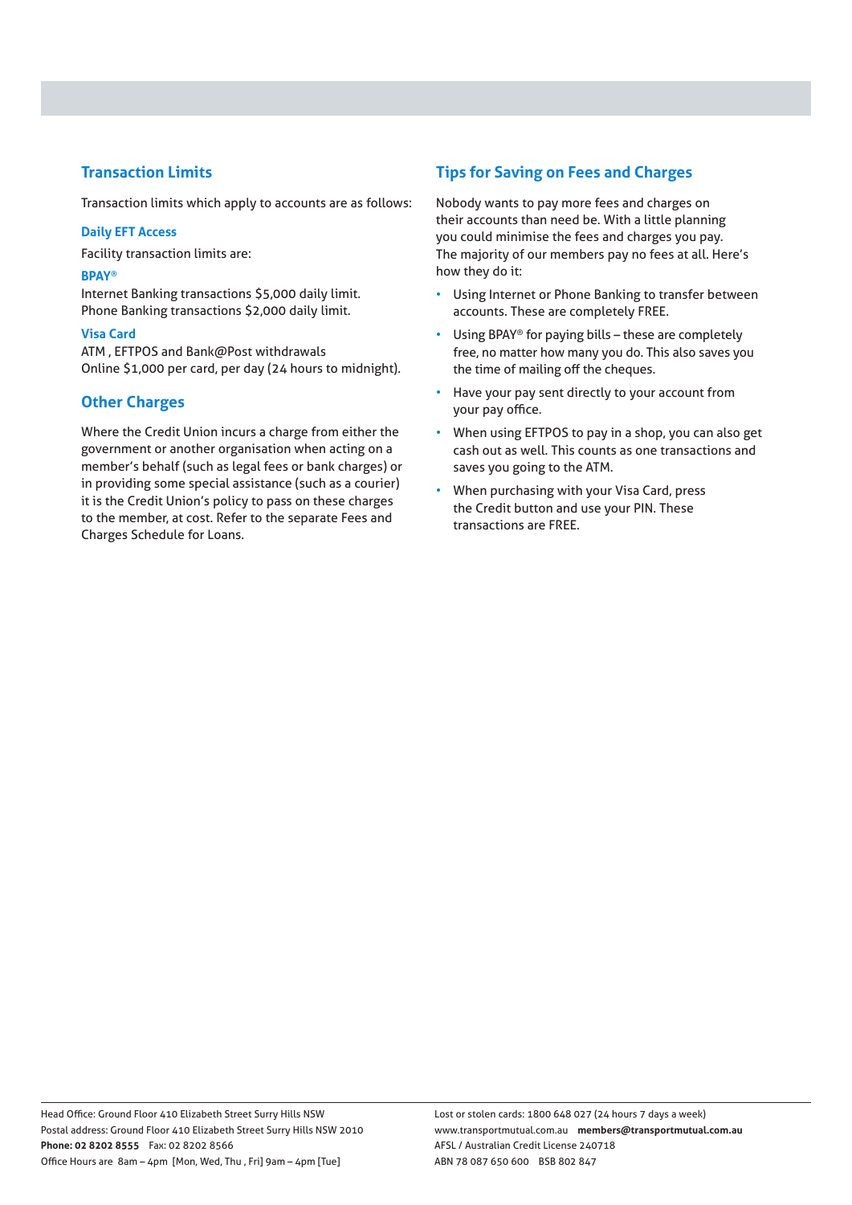## Transaction Limits

Transaction limits which apply to accounts are as follows:

### Daily EFT Access

Facility transaction limits are:

#### BPAY®

Internet Banking transactions $5,000 daily limit.
Phone Banking transactions $2,000 daily limit.

#### Visa Card

ATM , EFTPOS and Bank@Post withdrawals
Online $1,000 per card, per day (24 hours to midnight).

## Other Charges

Where the Credit Union incurs a charge from either the government or another organisation when acting on a member's behalf (such as legal fees or bank charges) or in providing some special assistance (such as a courier) it is the Credit Union's policy to pass on these charges to the member, at cost. Refer to the separate Fees and Charges Schedule for Loans.

## Tips for Saving on Fees and Charges

Nobody wants to pay more fees and charges on their accounts than need be. With a little planning you could minimise the fees and charges you pay. The majority of our members pay no fees at all. Here's how they do it:

- Using Internet or Phone Banking to transfer between accounts. These are completely FREE.
- Using BPAY® for paying bills – these are completely free, no matter how many you do. This also saves you the time of mailing off the cheques.
- Have your pay sent directly to your account from your pay office.
- When using EFTPOS to pay in a shop, you can also get cash out as well. This counts as one transactions and saves you going to the ATM.
- When purchasing with your Visa Card, press the Credit button and use your PIN. These transactions are FREE.

Head Office: Ground Floor 410 Elizabeth Street Surry Hills NSW
Postal address: Ground Floor 410 Elizabeth Street Surry Hills NSW 2010
**Phone: 02 8202 8555** Fax: 02 8202 8566
Office Hours are 8am – 4pm [Mon, Wed, Thu , Fri] 9am – 4pm [Tue]

Lost or stolen cards: 1800 648 027 (24 hours 7 days a week)
www.transportmutual.com.au **members@transportmutual.com.au**
AFSL / Australian Credit License 240718
ABN 78 087 650 600 BSB 802 847